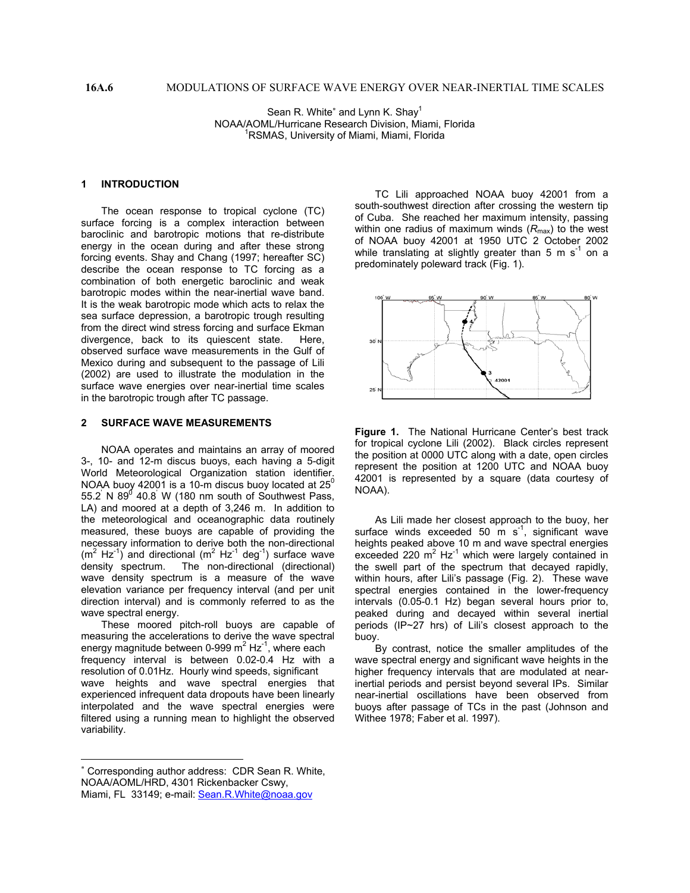**16A.6** MODULATIONS OF SURFACE WAVE ENERGY OVER NEAR-INERTIAL TIME SCALES

Sean R. White* and Lynn K. Shay[1]
NOAA/AOML/Hurricane Research Division, Miami, Florida
[1]RSMAS, University of Miami, Miami, Florida

## 1 INTRODUCTION

The ocean response to tropical cyclone (TC) surface forcing is a complex interaction between baroclinic and barotropic motions that re-distribute energy in the ocean during and after these strong forcing events. Shay and Chang (1997; hereafter SC) describe the ocean response to TC forcing as a combination of both energetic baroclinic and weak barotropic modes within the near-inertial wave band. It is the weak barotropic mode which acts to relax the sea surface depression, a barotropic trough resulting from the direct wind stress forcing and surface Ekman divergence, back to its quiescent state. Here, observed surface wave measurements in the Gulf of Mexico during and subsequent to the passage of Lili (2002) are used to illustrate the modulation in the surface wave energies over near-inertial time scales in the barotropic trough after TC passage.

## 2 SURFACE WAVE MEASUREMENTS

NOAA operates and maintains an array of moored 3-, 10- and 12-m discus buoys, each having a 5-digit World Meteorological Organization station identifier. NOAA buoy 42001 is a 10-m discus buoy located at 25$^0$ 55.2$'$ N 89$^0$ 40.8$'$ W (180 nm south of Southwest Pass, LA) and moored at a depth of 3,246 m. In addition to the meteorological and oceanographic data routinely measured, these buoys are capable of providing the necessary information to derive both the non-directional ($m^2$ $Hz^{-1}$) and directional ($m^2$ $Hz^{-1}$ $deg^{-1}$) surface wave density spectrum. The non-directional (directional) wave density spectrum is a measure of the wave elevation variance per frequency interval (and per unit direction interval) and is commonly referred to as the wave spectral energy.

These moored pitch-roll buoys are capable of measuring the accelerations to derive the wave spectral energy magnitude between 0-999 $m^2$ $Hz^{-1}$, where each frequency interval is between 0.02-0.4 Hz with a resolution of 0.01Hz. Hourly wind speeds, significant wave heights and wave spectral energies that experienced infrequent data dropouts have been linearly interpolated and the wave spectral energies were filtered using a running mean to highlight the observed variability.

TC Lili approached NOAA buoy 42001 from a south-southwest direction after crossing the western tip of Cuba. She reached her maximum intensity, passing within one radius of maximum winds ($R_{max}$) to the west of NOAA buoy 42001 at 1950 UTC 2 October 2002 while translating at slightly greater than 5 m $s^{-1}$ on a predominately poleward track (Fig. 1).

**Figure 1.** The National Hurricane Center's best track for tropical cyclone Lili (2002). Black circles represent the position at 0000 UTC along with a date, open circles represent the position at 1200 UTC and NOAA buoy 42001 is represented by a square (data courtesy of NOAA).

As Lili made her closest approach to the buoy, her surface winds exceeded 50 m $s^{-1}$, significant wave heights peaked above 10 m and wave spectral energies exceeded 220 $m^2$ $Hz^{-1}$ which were largely contained in the swell part of the spectrum that decayed rapidly, within hours, after Lili's passage (Fig. 2). These wave spectral energies contained in the lower-frequency intervals (0.05-0.1 Hz) began several hours prior to, peaked during and decayed within several inertial periods (IP~27 hrs) of Lili's closest approach to the buoy.

By contrast, notice the smaller amplitudes of the wave spectral energy and significant wave heights in the higher frequency intervals that are modulated at near-inertial periods and persist beyond several IPs. Similar near-inertial oscillations have been observed from buoys after passage of TCs in the past (Johnson and Withee 1978; Faber et al. 1997).

---

* Corresponding author address: CDR Sean R. White, NOAA/AOML/HRD, 4301 Rickenbacker Cswy, Miami, FL 33149; e-mail: Sean.R.White@noaa.gov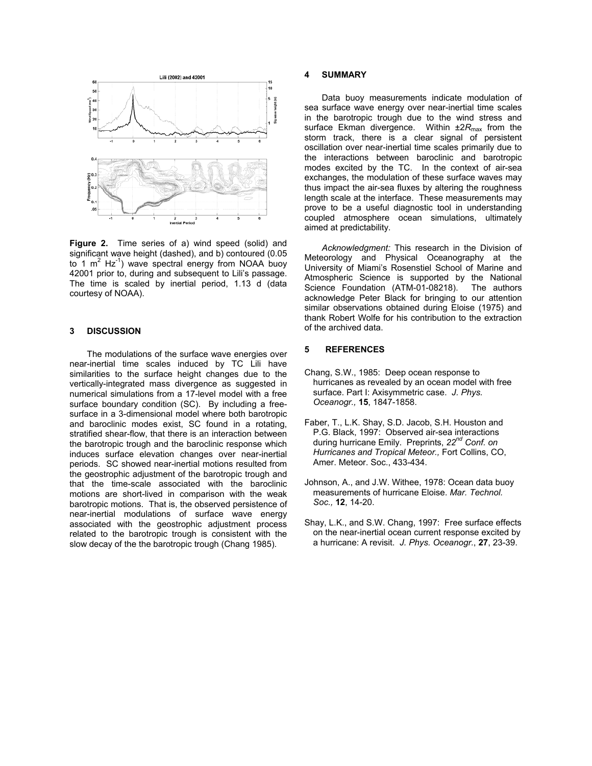Lili (2002) and 42001

Wind Speed (m s$^{-1}$)

Sig wave height (m)

60
50
40
30
20
10

15
10
5
1

-1 0 1 2 3 4 5 6

Frequency (Hz)

0.4
0.3
0.2
0.1
.05

-1 0 1 2 3 4 5 6

Inertial Period

**Figure 2.** Time series of a) wind speed (solid) and significant wave height (dashed), and b) contoured (0.05 to 1 m$^2$ Hz$^{-1}$) wave spectral energy from NOAA buoy 42001 prior to, during and subsequent to Lili's passage. The time is scaled by inertial period, 1.13 d (data courtesy of NOAA).

## 3 DISCUSSION

The modulations of the surface wave energies over near-inertial time scales induced by TC Lili have similarities to the surface height changes due to the vertically-integrated mass divergence as suggested in numerical simulations from a 17-level model with a free surface boundary condition (SC). By including a free-surface in a 3-dimensional model where both barotropic and baroclinic modes exist, SC found in a rotating, stratified shear-flow, that there is an interaction between the barotropic trough and the baroclinic response which induces surface elevation changes over near-inertial periods. SC showed near-inertial motions resulted from the geostrophic adjustment of the barotropic trough and that the time-scale associated with the baroclinic motions are short-lived in comparison with the weak barotropic motions. That is, the observed persistence of near-inertial modulations of surface wave energy associated with the geostrophic adjustment process related to the barotropic trough is consistent with the slow decay of the the barotropic trough (Chang 1985).

## 4 SUMMARY

Data buoy measurements indicate modulation of sea surface wave energy over near-inertial time scales in the barotropic trough due to the wind stress and surface Ekman divergence. Within $\pm 2R_{max}$ from the storm track, there is a clear signal of persistent oscillation over near-inertial time scales primarily due to the interactions between baroclinic and barotropic modes excited by the TC. In the context of air-sea exchanges, the modulation of these surface waves may thus impact the air-sea fluxes by altering the roughness length scale at the interface. These measurements may prove to be a useful diagnostic tool in understanding coupled atmosphere ocean simulations, ultimately aimed at predictability.

*Acknowledgment:* This research in the Division of Meteorology and Physical Oceanography at the University of Miami's Rosenstiel School of Marine and Atmospheric Science is supported by the National Science Foundation (ATM-01-08218). The authors acknowledge Peter Black for bringing to our attention similar observations obtained during Eloise (1975) and thank Robert Wolfe for his contribution to the extraction of the archived data.

## 5 REFERENCES

Chang, S.W., 1985: Deep ocean response to hurricanes as revealed by an ocean model with free surface. Part I: Axisymmetric case. *J. Phys. Oceanogr.,* **15**, 1847-1858.

Faber, T., L.K. Shay, S.D. Jacob, S.H. Houston and P.G. Black, 1997: Observed air-sea interactions during hurricane Emily. Preprints, *22nd Conf. on Hurricanes and Tropical Meteor.,* Fort Collins, CO, Amer. Meteor. Soc., 433-434.

Johnson, A., and J.W. Withee, 1978: Ocean data buoy measurements of hurricane Eloise. *Mar. Technol. Soc.,* **12**, 14-20.

Shay, L.K., and S.W. Chang, 1997: Free surface effects on the near-inertial ocean current response excited by a hurricane: A revisit. *J. Phys. Oceanogr.*, **27**, 23-39.